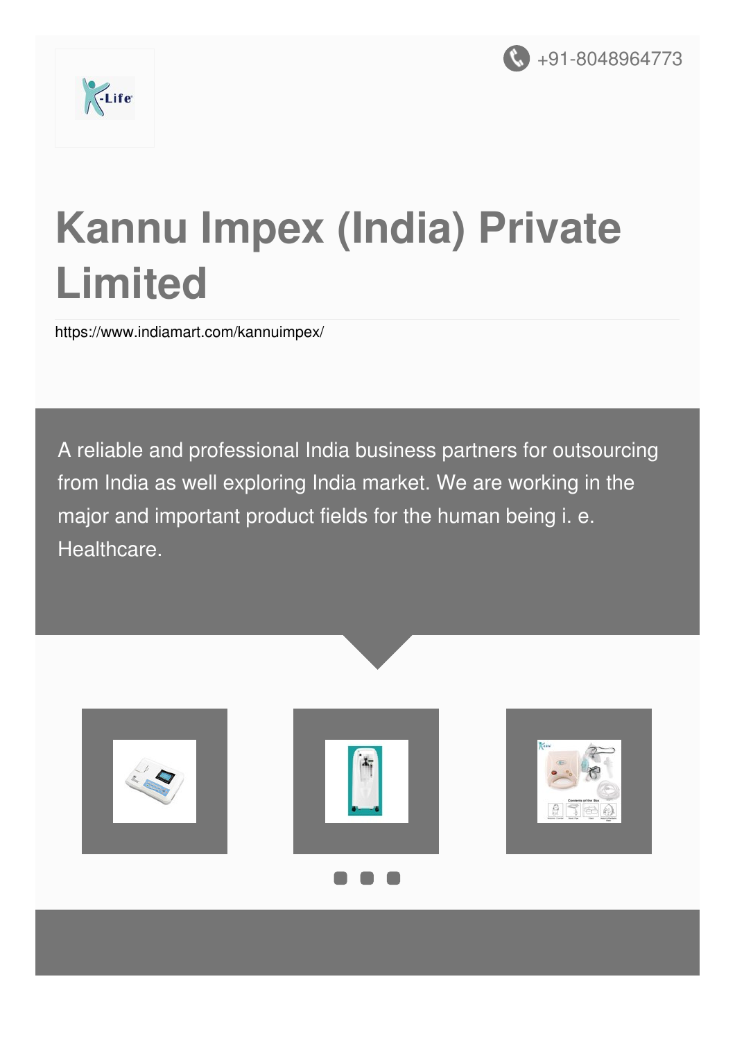+91-8048964773

# Kannu Impex (India) Private Limited

https://www.indiamart.com/kannuimpex/

A reliable and professional India business partners for outsourcing from India as well exploring India market. We are working in the major and important product fields for the human being i. e. Healthcare.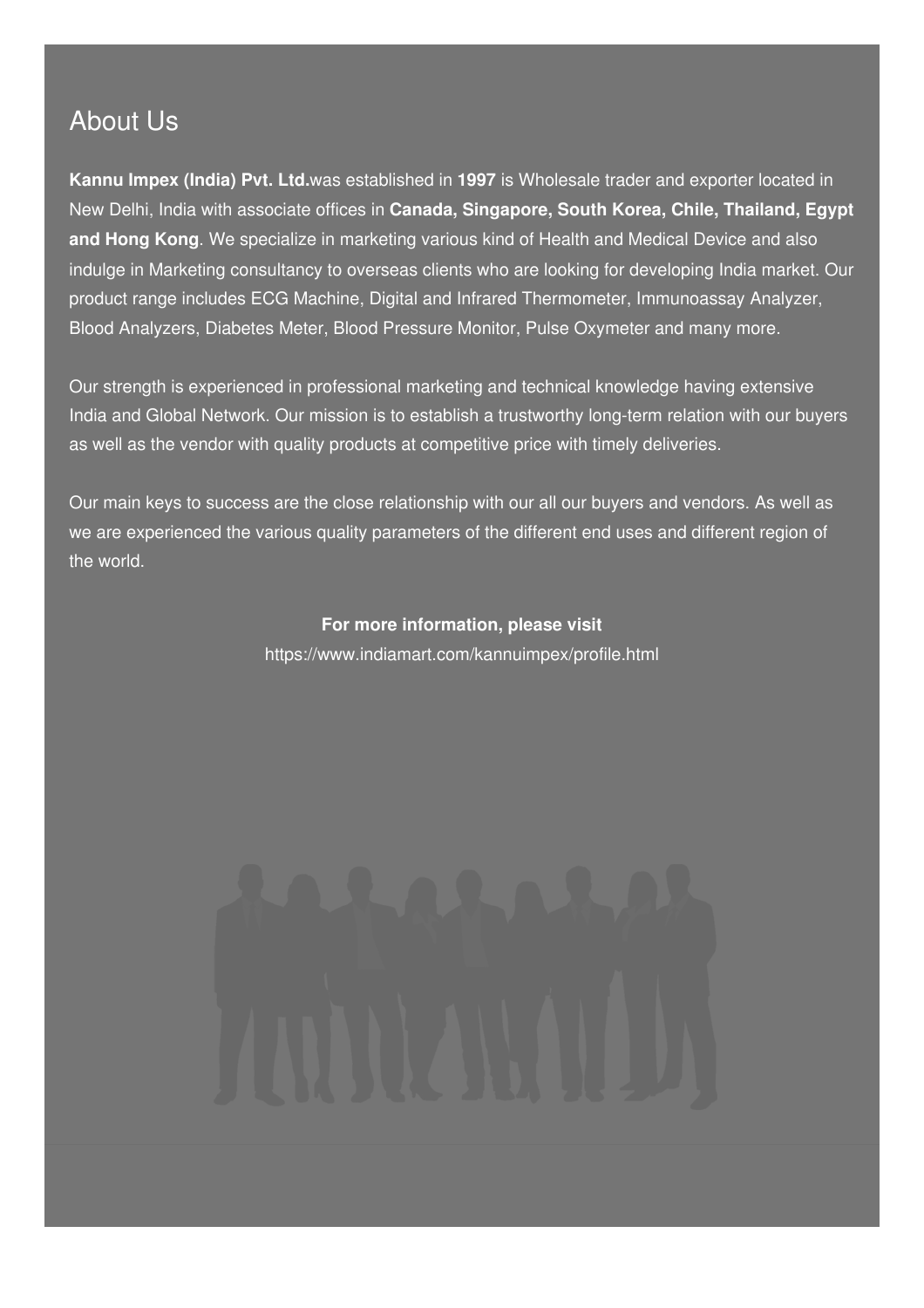## About Us

**Kannu Impex (India) Pvt. Ltd.**was established in **1997** is Wholesale trader and exporter located in New Delhi, India with associate offices in **Canada, Singapore, South Korea, Chile, Thailand, Egypt and Hong Kong**. We specialize in marketing various kind of Health and Medical Device and also indulge in Marketing consultancy to overseas clients who are looking for developing India market. Our product range includes ECG Machine, Digital and Infrared Thermometer, Immunoassay Analyzer, Blood Analyzers, Diabetes Meter, Blood Pressure Monitor, Pulse Oxymeter and many more.

Our strength is experienced in professional marketing and technical knowledge having extensive India and Global Network. Our mission is to establish a trustworthy long-term relation with our buyers as well as the vendor with quality products at competitive price with timely deliveries.

Our main keys to success are the close relationship with our all our buyers and vendors. As well as we are experienced the various quality parameters of the different end uses and different region of the world.

**For more information, please visit**
https://www.indiamart.com/kannuimpex/profile.html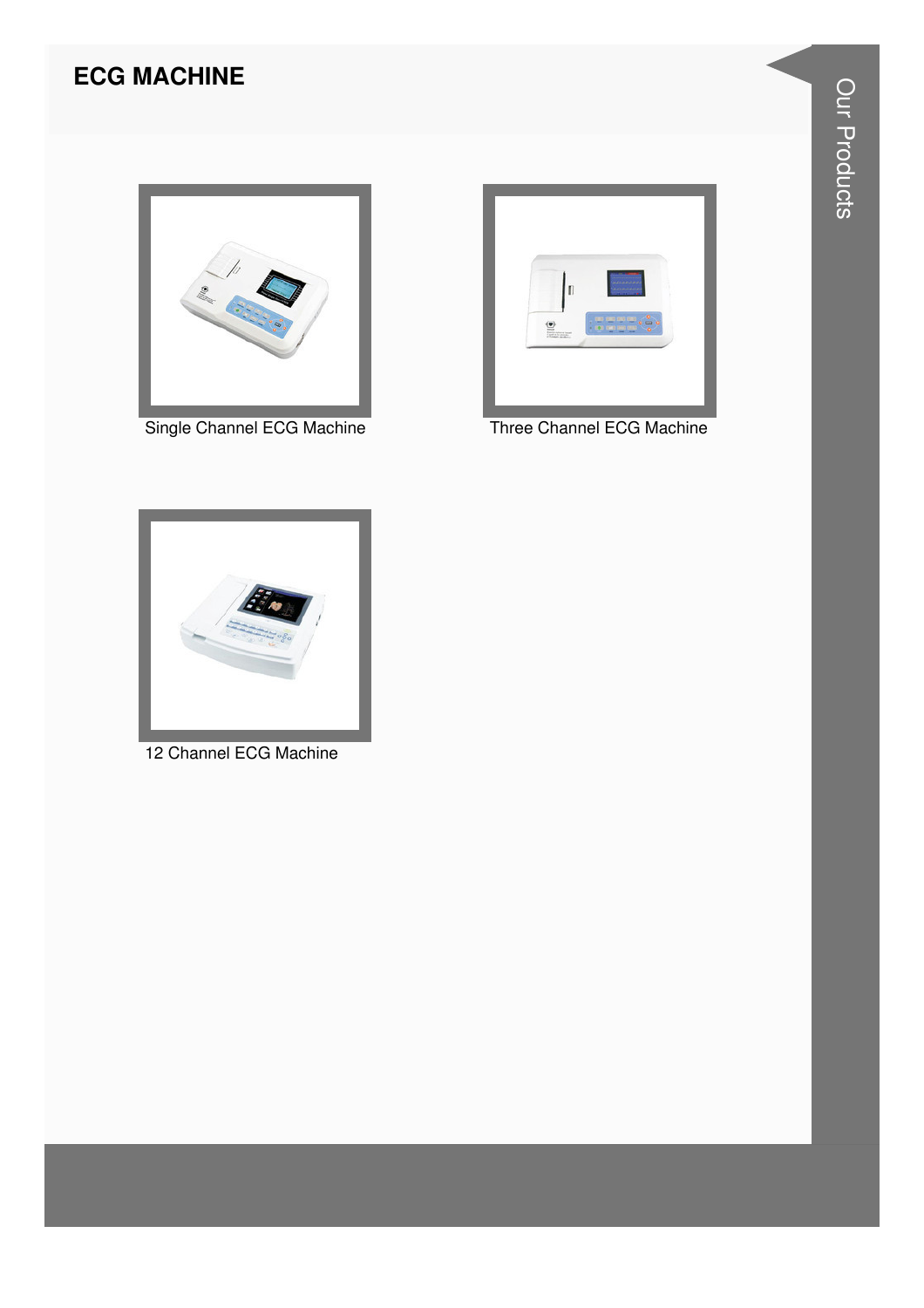## ECG MACHINE

Single Channel ECG Machine

Three Channel ECG Machine

12 Channel ECG Machine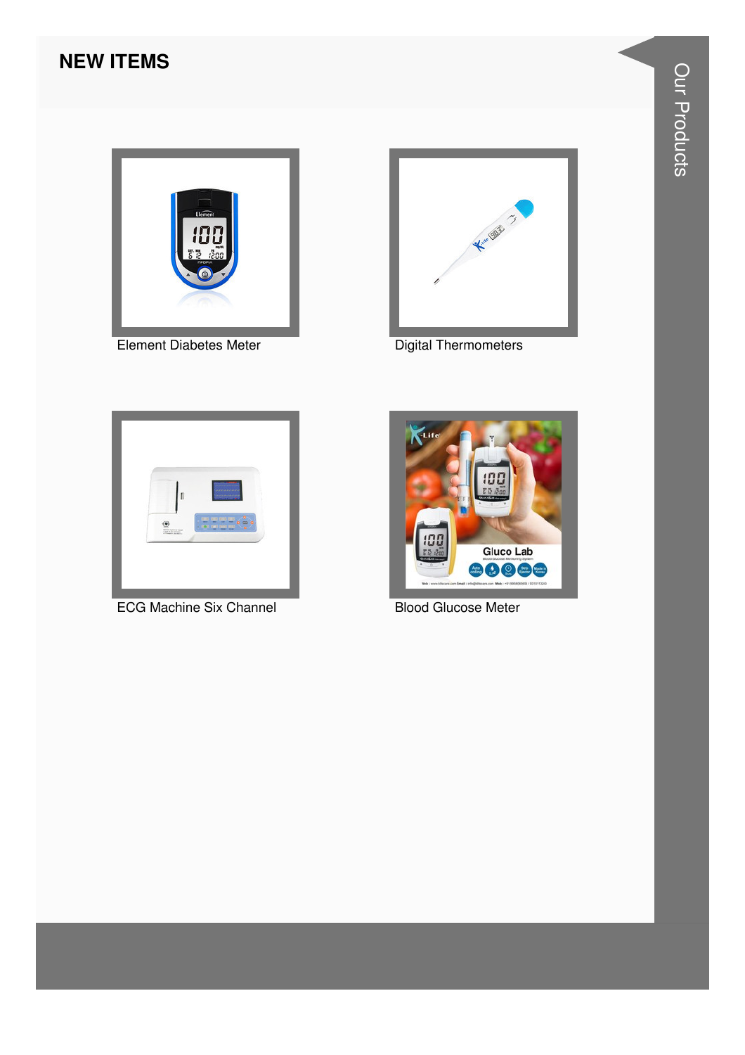## NEW ITEMS

Element Diabetes Meter

Digital Thermometers

ECG Machine Six Channel

Blood Glucose Meter

Our Products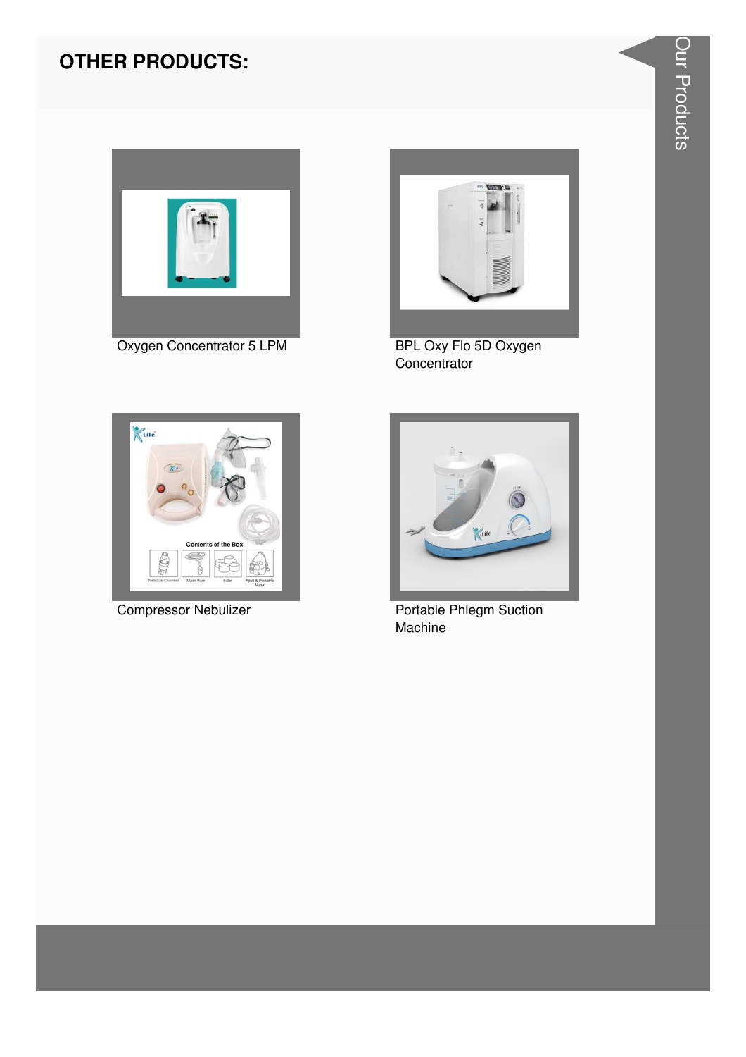## OTHER PRODUCTS:

Oxygen Concentrator 5 LPM

BPL Oxy Flo 5D Oxygen Concentrator

Compressor Nebulizer

Portable Phlegm Suction Machine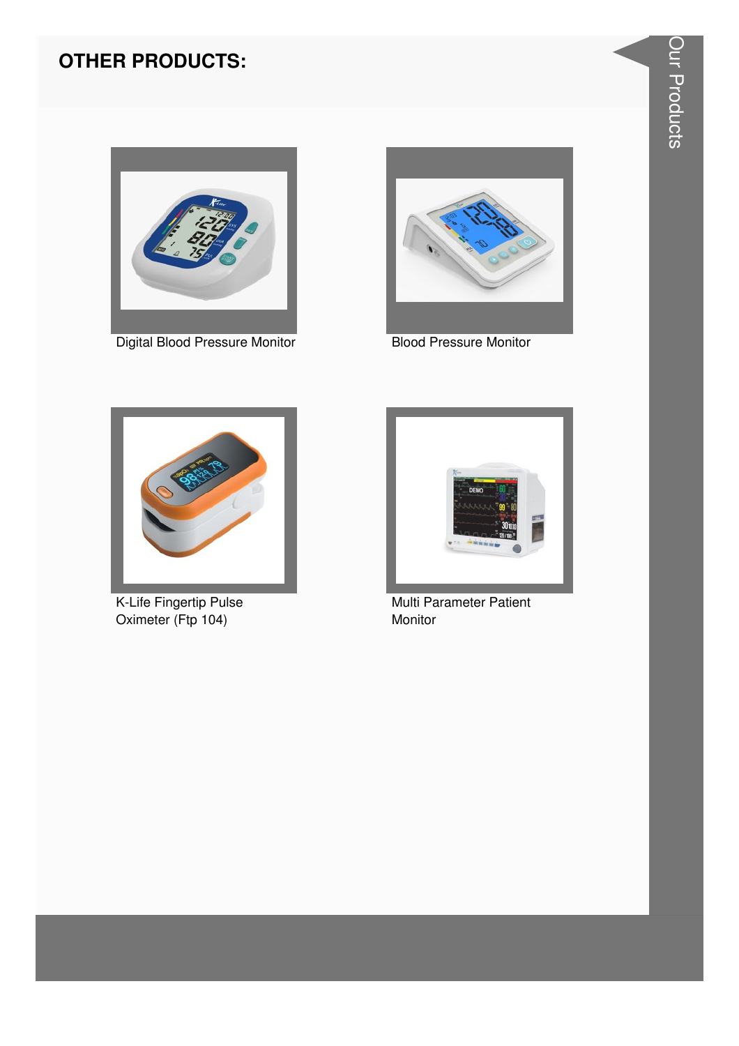## OTHER PRODUCTS:

Digital Blood Pressure Monitor

Blood Pressure Monitor

K-Life Fingertip Pulse Oximeter (Ftp 104)

Multi Parameter Patient Monitor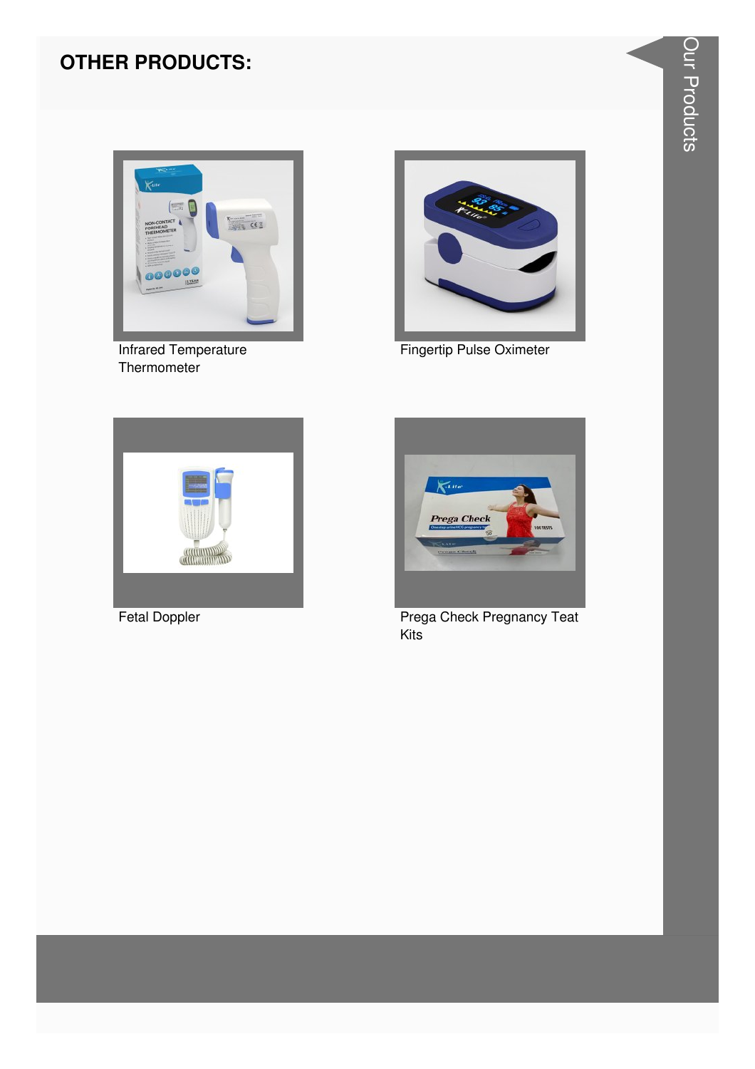## OTHER PRODUCTS:

Infrared Temperature Thermometer

Fingertip Pulse Oximeter

Fetal Doppler

Prega Check Pregnancy Teat Kits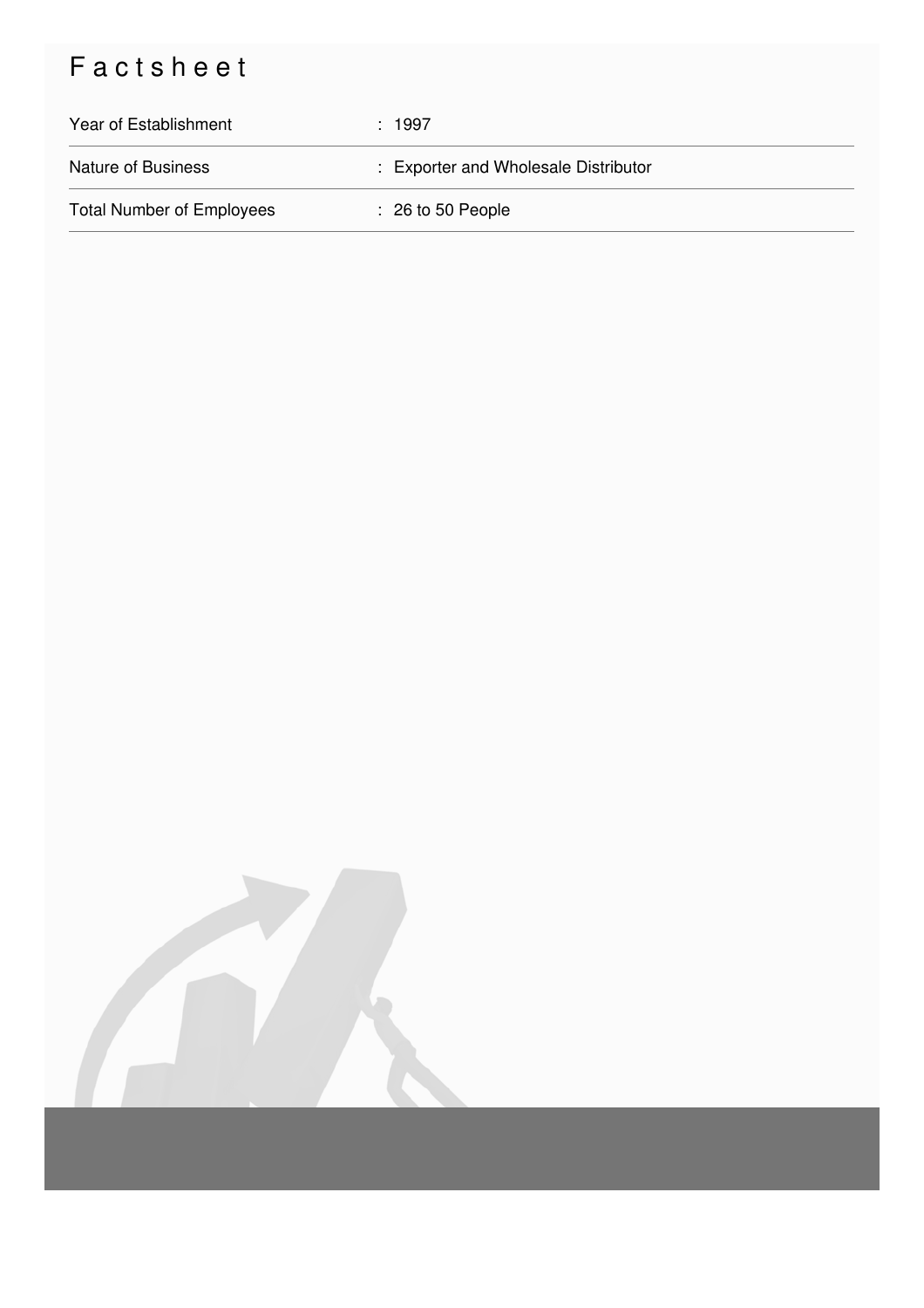# Factsheet

| Year of Establishment | : 1997 |
| --- | --- |
| Nature of Business | : Exporter and Wholesale Distributor |
| Total Number of Employees | : 26 to 50 People |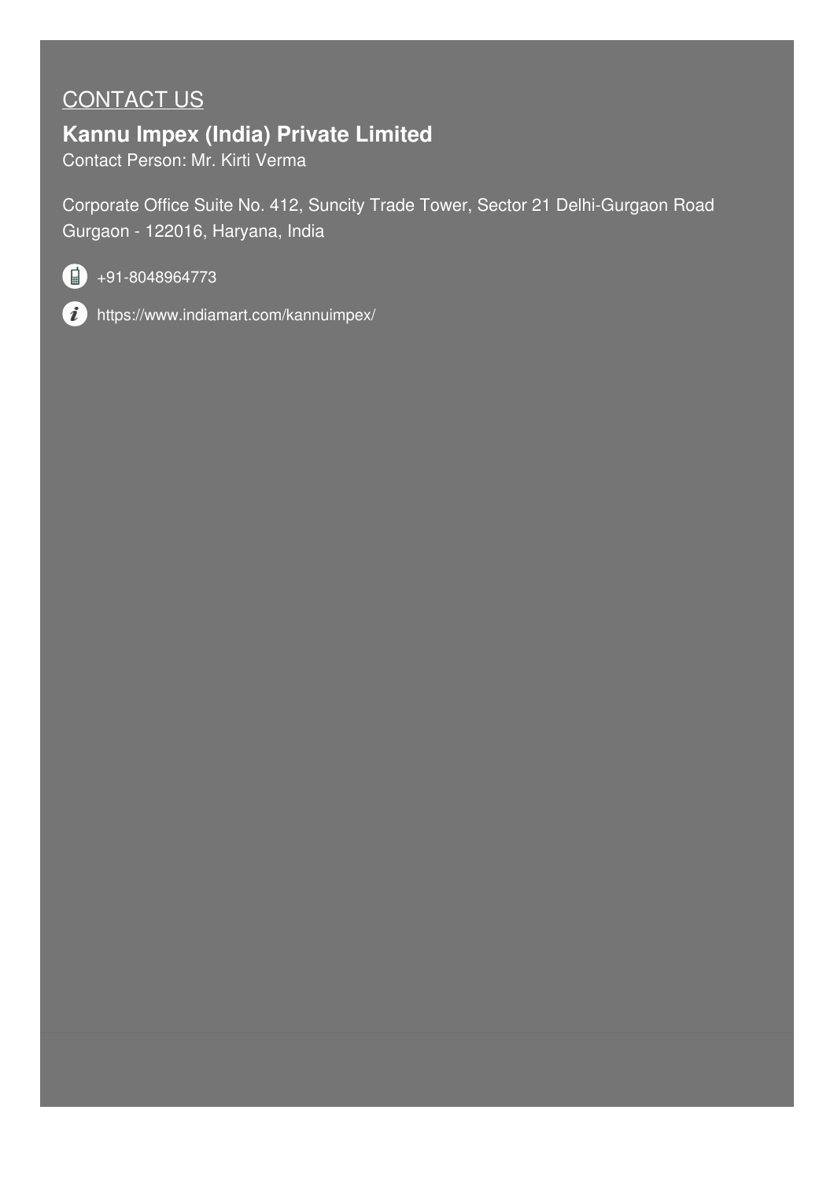## CONTACT US

### Kannu Impex (India) Private Limited

Contact Person: Mr. Kirti Verma

Corporate Office Suite No. 412, Suncity Trade Tower, Sector 21 Delhi-Gurgaon Road
Gurgaon - 122016, Haryana, India

+91-8048964773

https://www.indiamart.com/kannuimpex/